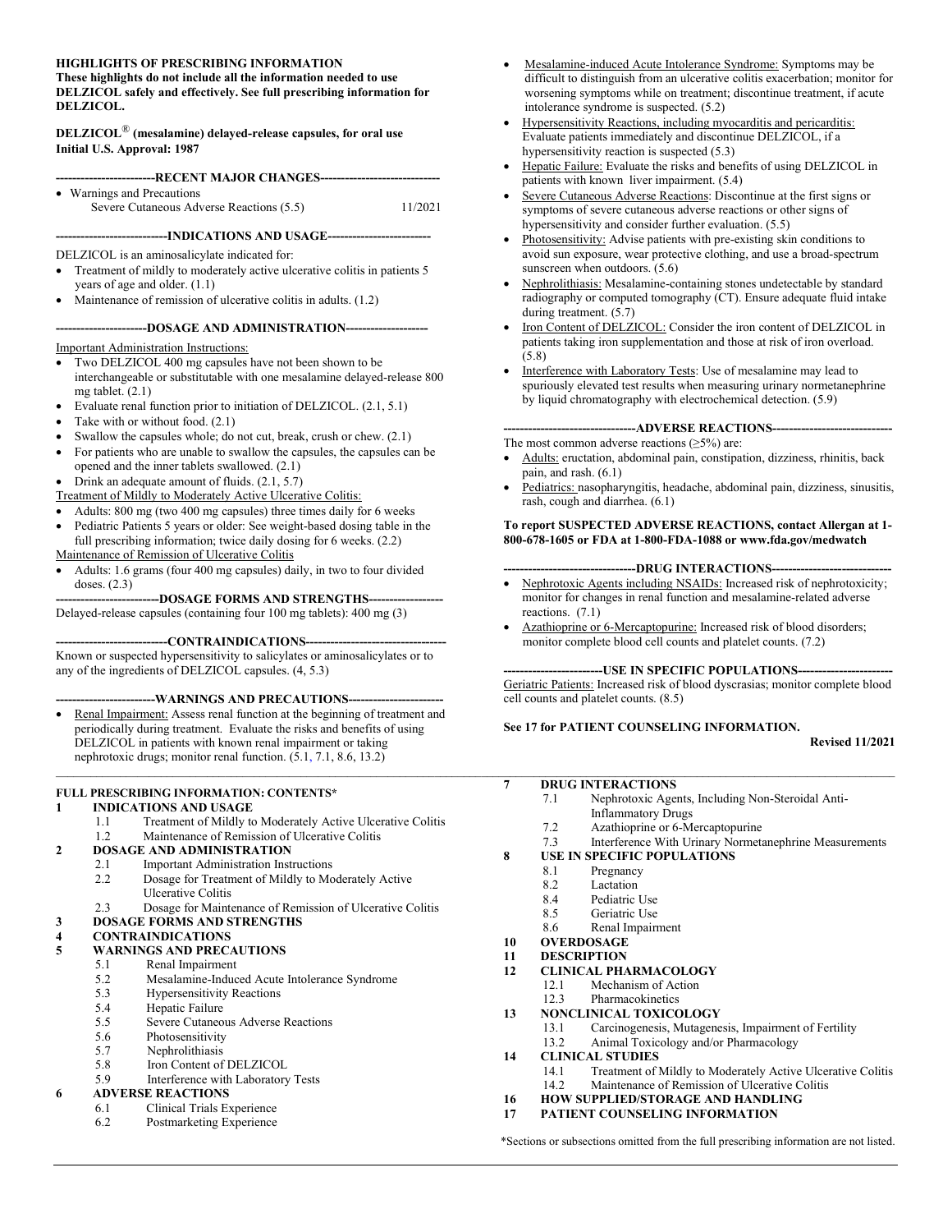**HIGHLIGHTS OF PRESCRIBING INFORMATION**
**These highlights do not include all the information needed to use DELZICOL safely and effectively. See full prescribing information for DELZICOL.**

**DELZICOL® (mesalamine) delayed-release capsules, for oral use**
**Initial U.S. Approval: 1987**

**---RECENT MAJOR CHANGES---**

- Warnings and Precautions
  Severe Cutaneous Adverse Reactions (5.5) 11/2021

**---INDICATIONS AND USAGE---**

DELZICOL is an aminosalicylate indicated for:

- Treatment of mildly to moderately active ulcerative colitis in patients 5 years of age and older. (1.1)
- Maintenance of remission of ulcerative colitis in adults. (1.2)

**---DOSAGE AND ADMINISTRATION---**

Important Administration Instructions:

- Two DELZICOL 400 mg capsules have not been shown to be interchangeable or substitutable with one mesalamine delayed-release 800 mg tablet. (2.1)
- Evaluate renal function prior to initiation of DELZICOL. (2.1, 5.1)
- Take with or without food. (2.1)
- Swallow the capsules whole; do not cut, break, crush or chew. (2.1)
- For patients who are unable to swallow the capsules, the capsules can be opened and the inner tablets swallowed. (2.1)
- Drink an adequate amount of fluids. (2.1, 5.7)

Treatment of Mildly to Moderately Active Ulcerative Colitis:

- Adults: 800 mg (two 400 mg capsules) three times daily for 6 weeks
- Pediatric Patients 5 years or older: See weight-based dosing table in the full prescribing information; twice daily dosing for 6 weeks. (2.2)

Maintenance of Remission of Ulcerative Colitis

- Adults: 1.6 grams (four 400 mg capsules) daily, in two to four divided doses. (2.3)

**---DOSAGE FORMS AND STRENGTHS---**

Delayed-release capsules (containing four 100 mg tablets): 400 mg (3)

**---CONTRAINDICATIONS---**

Known or suspected hypersensitivity to salicylates or aminosalicylates or to any of the ingredients of DELZICOL capsules. (4, 5.3)

**---WARNINGS AND PRECAUTIONS---**

- Renal Impairment: Assess renal function at the beginning of treatment and periodically during treatment. Evaluate the risks and benefits of using DELZICOL in patients with known renal impairment or taking nephrotoxic drugs; monitor renal function. (5.1, 7.1, 8.6, 13.2)
- Mesalamine-induced Acute Intolerance Syndrome: Symptoms may be difficult to distinguish from an ulcerative colitis exacerbation; monitor for worsening symptoms while on treatment; discontinue treatment, if acute intolerance syndrome is suspected. (5.2)
- Hypersensitivity Reactions, including myocarditis and pericarditis: Evaluate patients immediately and discontinue DELZICOL, if a hypersensitivity reaction is suspected (5.3)
- Hepatic Failure: Evaluate the risks and benefits of using DELZICOL in patients with known liver impairment. (5.4)
- Severe Cutaneous Adverse Reactions: Discontinue at the first signs or symptoms of severe cutaneous adverse reactions or other signs of hypersensitivity and consider further evaluation. (5.5)
- Photosensitivity: Advise patients with pre-existing skin conditions to avoid sun exposure, wear protective clothing, and use a broad-spectrum sunscreen when outdoors. (5.6)
- Nephrolithiasis: Mesalamine-containing stones undetectable by standard radiography or computed tomography (CT). Ensure adequate fluid intake during treatment. (5.7)
- Iron Content of DELZICOL: Consider the iron content of DELZICOL in patients taking iron supplementation and those at risk of iron overload. (5.8)
- Interference with Laboratory Tests: Use of mesalamine may lead to spuriously elevated test results when measuring urinary normetanephrine by liquid chromatography with electrochemical detection. (5.9)

**---ADVERSE REACTIONS---**

The most common adverse reactions (≥5%) are:

- Adults: eructation, abdominal pain, constipation, dizziness, rhinitis, back pain, and rash. (6.1)
- Pediatrics: nasopharyngitis, headache, abdominal pain, dizziness, sinusitis, rash, cough and diarrhea. (6.1)

**To report SUSPECTED ADVERSE REACTIONS, contact Allergan at 1-800-678-1605 or FDA at 1-800-FDA-1088 or www.fda.gov/medwatch**

**---DRUG INTERACTIONS---**

- Nephrotoxic Agents including NSAIDs: Increased risk of nephrotoxicity; monitor for changes in renal function and mesalamine-related adverse reactions. (7.1)
- Azathioprine or 6-Mercaptopurine: Increased risk of blood disorders; monitor complete blood cell counts and platelet counts. (7.2)

**---USE IN SPECIFIC POPULATIONS---**

Geriatric Patients: Increased risk of blood dyscrasias; monitor complete blood cell counts and platelet counts. (8.5)

**See 17 for PATIENT COUNSELING INFORMATION.**

**Revised 11/2021**

---

**FULL PRESCRIBING INFORMATION: CONTENTS***

**1 INDICATIONS AND USAGE**
- 1.1 Treatment of Mildly to Moderately Active Ulcerative Colitis
- 1.2 Maintenance of Remission of Ulcerative Colitis

**2 DOSAGE AND ADMINISTRATION**
- 2.1 Important Administration Instructions
- 2.2 Dosage for Treatment of Mildly to Moderately Active Ulcerative Colitis
- 2.3 Dosage for Maintenance of Remission of Ulcerative Colitis

**3 DOSAGE FORMS AND STRENGTHS**

**4 CONTRAINDICATIONS**

**5 WARNINGS AND PRECAUTIONS**
- 5.1 Renal Impairment
- 5.2 Mesalamine-Induced Acute Intolerance Syndrome
- 5.3 Hypersensitivity Reactions
- 5.4 Hepatic Failure
- 5.5 Severe Cutaneous Adverse Reactions
- 5.6 Photosensitivity
- 5.7 Nephrolithiasis
- 5.8 Iron Content of DELZICOL
- 5.9 Interference with Laboratory Tests

**6 ADVERSE REACTIONS**
- 6.1 Clinical Trials Experience
- 6.2 Postmarketing Experience

**7 DRUG INTERACTIONS**
- 7.1 Nephrotoxic Agents, Including Non-Steroidal Anti-Inflammatory Drugs
- 7.2 Azathioprine or 6-Mercaptopurine
- 7.3 Interference With Urinary Normetanephrine Measurements

**8 USE IN SPECIFIC POPULATIONS**
- 8.1 Pregnancy
- 8.2 Lactation
- 8.4 Pediatric Use
- 8.5 Geriatric Use
- 8.6 Renal Impairment

**10 OVERDOSAGE**

**11 DESCRIPTION**

**12 CLINICAL PHARMACOLOGY**
- 12.1 Mechanism of Action
- 12.3 Pharmacokinetics

**13 NONCLINICAL TOXICOLOGY**
- 13.1 Carcinogenesis, Mutagenesis, Impairment of Fertility
- 13.2 Animal Toxicology and/or Pharmacology

**14 CLINICAL STUDIES**
- 14.1 Treatment of Mildly to Moderately Active Ulcerative Colitis
- 14.2 Maintenance of Remission of Ulcerative Colitis

**16 HOW SUPPLIED/STORAGE AND HANDLING**

**17 PATIENT COUNSELING INFORMATION**

*Sections or subsections omitted from the full prescribing information are not listed.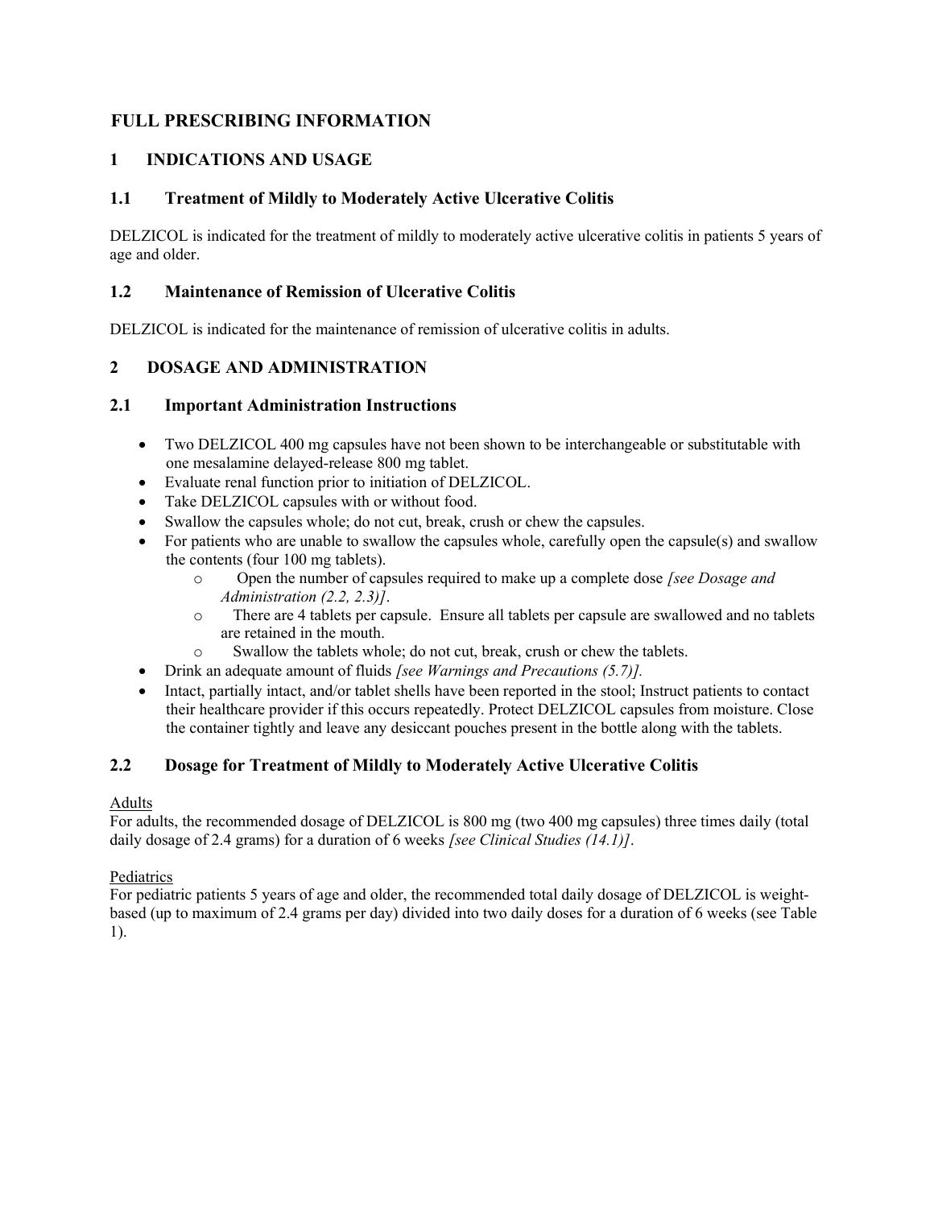# FULL PRESCRIBING INFORMATION

## 1 INDICATIONS AND USAGE

### 1.1 Treatment of Mildly to Moderately Active Ulcerative Colitis

DELZICOL is indicated for the treatment of mildly to moderately active ulcerative colitis in patients 5 years of age and older.

### 1.2 Maintenance of Remission of Ulcerative Colitis

DELZICOL is indicated for the maintenance of remission of ulcerative colitis in adults.

## 2 DOSAGE AND ADMINISTRATION

### 2.1 Important Administration Instructions

- Two DELZICOL 400 mg capsules have not been shown to be interchangeable or substitutable with one mesalamine delayed-release 800 mg tablet.
- Evaluate renal function prior to initiation of DELZICOL.
- Take DELZICOL capsules with or without food.
- Swallow the capsules whole; do not cut, break, crush or chew the capsules.
- For patients who are unable to swallow the capsules whole, carefully open the capsule(s) and swallow the contents (four 100 mg tablets).
  - Open the number of capsules required to make up a complete dose *[see Dosage and Administration (2.2, 2.3)]*.
  - There are 4 tablets per capsule. Ensure all tablets per capsule are swallowed and no tablets are retained in the mouth.
  - Swallow the tablets whole; do not cut, break, crush or chew the tablets.
- Drink an adequate amount of fluids *[see Warnings and Precautions (5.7)].*
- Intact, partially intact, and/or tablet shells have been reported in the stool; Instruct patients to contact their healthcare provider if this occurs repeatedly. Protect DELZICOL capsules from moisture. Close the container tightly and leave any desiccant pouches present in the bottle along with the tablets.

### 2.2 Dosage for Treatment of Mildly to Moderately Active Ulcerative Colitis

Adults

For adults, the recommended dosage of DELZICOL is 800 mg (two 400 mg capsules) three times daily (total daily dosage of 2.4 grams) for a duration of 6 weeks *[see Clinical Studies (14.1)]*.

Pediatrics

For pediatric patients 5 years of age and older, the recommended total daily dosage of DELZICOL is weight-based (up to maximum of 2.4 grams per day) divided into two daily doses for a duration of 6 weeks (see Table 1).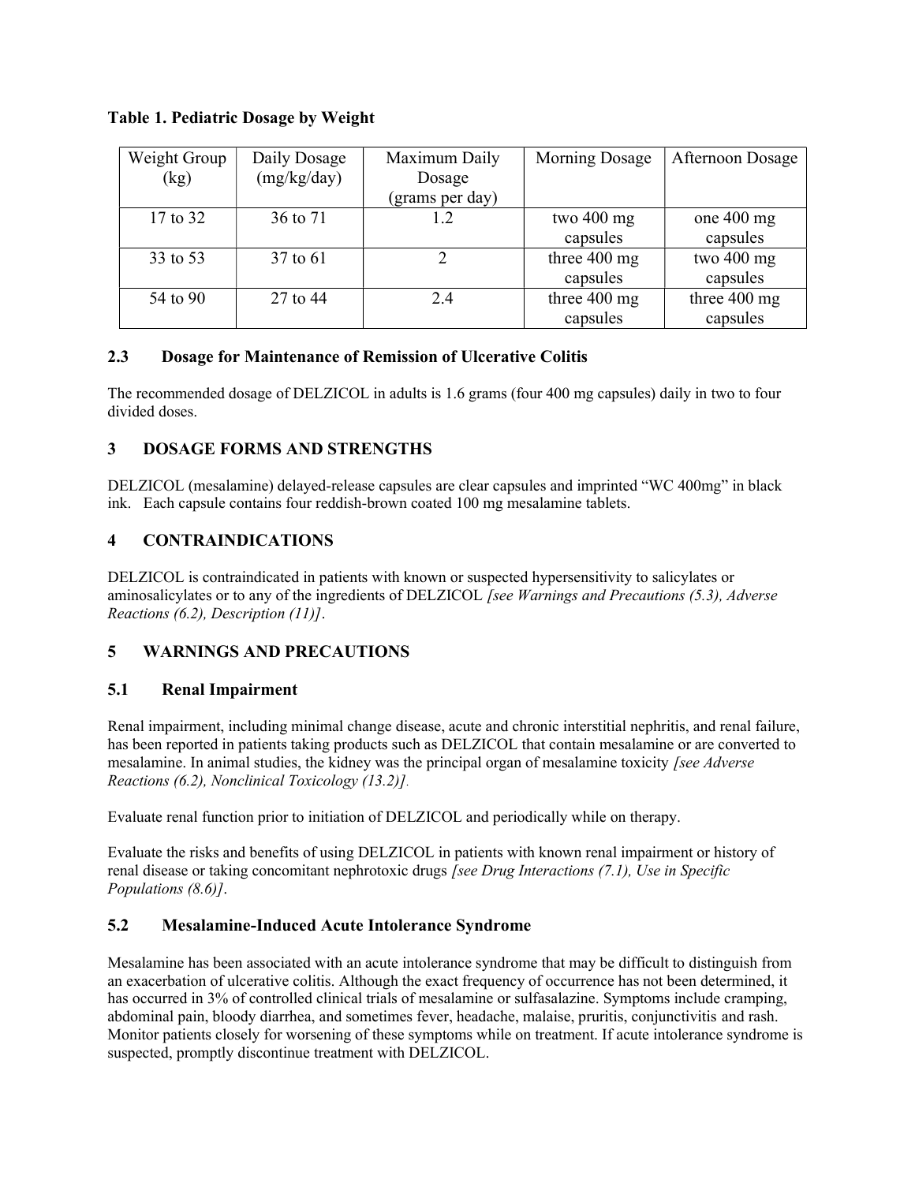**Table 1. Pediatric Dosage by Weight**

| Weight Group (kg) | Daily Dosage (mg/kg/day) | Maximum Daily Dosage (grams per day) | Morning Dosage | Afternoon Dosage |
|---|---|---|---|---|
| 17 to 32 | 36 to 71 | 1.2 | two 400 mg capsules | one 400 mg capsules |
| 33 to 53 | 37 to 61 | 2 | three 400 mg capsules | two 400 mg capsules |
| 54 to 90 | 27 to 44 | 2.4 | three 400 mg capsules | three 400 mg capsules |

### 2.3 Dosage for Maintenance of Remission of Ulcerative Colitis

The recommended dosage of DELZICOL in adults is 1.6 grams (four 400 mg capsules) daily in two to four divided doses.

## 3 DOSAGE FORMS AND STRENGTHS

DELZICOL (mesalamine) delayed-release capsules are clear capsules and imprinted "WC 400mg" in black ink. Each capsule contains four reddish-brown coated 100 mg mesalamine tablets.

## 4 CONTRAINDICATIONS

DELZICOL is contraindicated in patients with known or suspected hypersensitivity to salicylates or aminosalicylates or to any of the ingredients of DELZICOL *[see Warnings and Precautions (5.3), Adverse Reactions (6.2), Description (11)]*.

## 5 WARNINGS AND PRECAUTIONS

### 5.1 Renal Impairment

Renal impairment, including minimal change disease, acute and chronic interstitial nephritis, and renal failure, has been reported in patients taking products such as DELZICOL that contain mesalamine or are converted to mesalamine. In animal studies, the kidney was the principal organ of mesalamine toxicity *[see Adverse Reactions (6.2), Nonclinical Toxicology (13.2)]*.

Evaluate renal function prior to initiation of DELZICOL and periodically while on therapy.

Evaluate the risks and benefits of using DELZICOL in patients with known renal impairment or history of renal disease or taking concomitant nephrotoxic drugs *[see Drug Interactions (7.1), Use in Specific Populations (8.6)]*.

### 5.2 Mesalamine-Induced Acute Intolerance Syndrome

Mesalamine has been associated with an acute intolerance syndrome that may be difficult to distinguish from an exacerbation of ulcerative colitis. Although the exact frequency of occurrence has not been determined, it has occurred in 3% of controlled clinical trials of mesalamine or sulfasalazine. Symptoms include cramping, abdominal pain, bloody diarrhea, and sometimes fever, headache, malaise, pruritis, conjunctivitis and rash. Monitor patients closely for worsening of these symptoms while on treatment. If acute intolerance syndrome is suspected, promptly discontinue treatment with DELZICOL.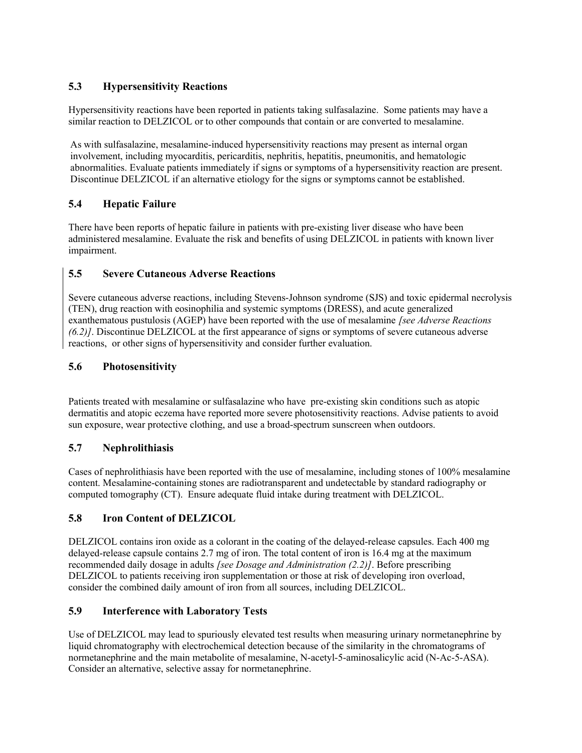### 5.3 Hypersensitivity Reactions

Hypersensitivity reactions have been reported in patients taking sulfasalazine. Some patients may have a similar reaction to DELZICOL or to other compounds that contain or are converted to mesalamine.

As with sulfasalazine, mesalamine-induced hypersensitivity reactions may present as internal organ involvement, including myocarditis, pericarditis, nephritis, hepatitis, pneumonitis, and hematologic abnormalities. Evaluate patients immediately if signs or symptoms of a hypersensitivity reaction are present. Discontinue DELZICOL if an alternative etiology for the signs or symptoms cannot be established.

### 5.4 Hepatic Failure

There have been reports of hepatic failure in patients with pre-existing liver disease who have been administered mesalamine. Evaluate the risk and benefits of using DELZICOL in patients with known liver impairment.

### 5.5 Severe Cutaneous Adverse Reactions

Severe cutaneous adverse reactions, including Stevens-Johnson syndrome (SJS) and toxic epidermal necrolysis (TEN), drug reaction with eosinophilia and systemic symptoms (DRESS), and acute generalized exanthematous pustulosis (AGEP) have been reported with the use of mesalamine *[see Adverse Reactions (6.2)]*. Discontinue DELZICOL at the first appearance of signs or symptoms of severe cutaneous adverse reactions, or other signs of hypersensitivity and consider further evaluation.

### 5.6 Photosensitivity

Patients treated with mesalamine or sulfasalazine who have pre-existing skin conditions such as atopic dermatitis and atopic eczema have reported more severe photosensitivity reactions. Advise patients to avoid sun exposure, wear protective clothing, and use a broad-spectrum sunscreen when outdoors.

### 5.7 Nephrolithiasis

Cases of nephrolithiasis have been reported with the use of mesalamine, including stones of 100% mesalamine content. Mesalamine-containing stones are radiotransparent and undetectable by standard radiography or computed tomography (CT). Ensure adequate fluid intake during treatment with DELZICOL.

### 5.8 Iron Content of DELZICOL

DELZICOL contains iron oxide as a colorant in the coating of the delayed-release capsules. Each 400 mg delayed-release capsule contains 2.7 mg of iron. The total content of iron is 16.4 mg at the maximum recommended daily dosage in adults *[see Dosage and Administration (2.2)]*. Before prescribing DELZICOL to patients receiving iron supplementation or those at risk of developing iron overload, consider the combined daily amount of iron from all sources, including DELZICOL.

### 5.9 Interference with Laboratory Tests

Use of DELZICOL may lead to spuriously elevated test results when measuring urinary normetanephrine by liquid chromatography with electrochemical detection because of the similarity in the chromatograms of normetanephrine and the main metabolite of mesalamine, N-acetyl-5-aminosalicylic acid (N-Ac-5-ASA). Consider an alternative, selective assay for normetanephrine.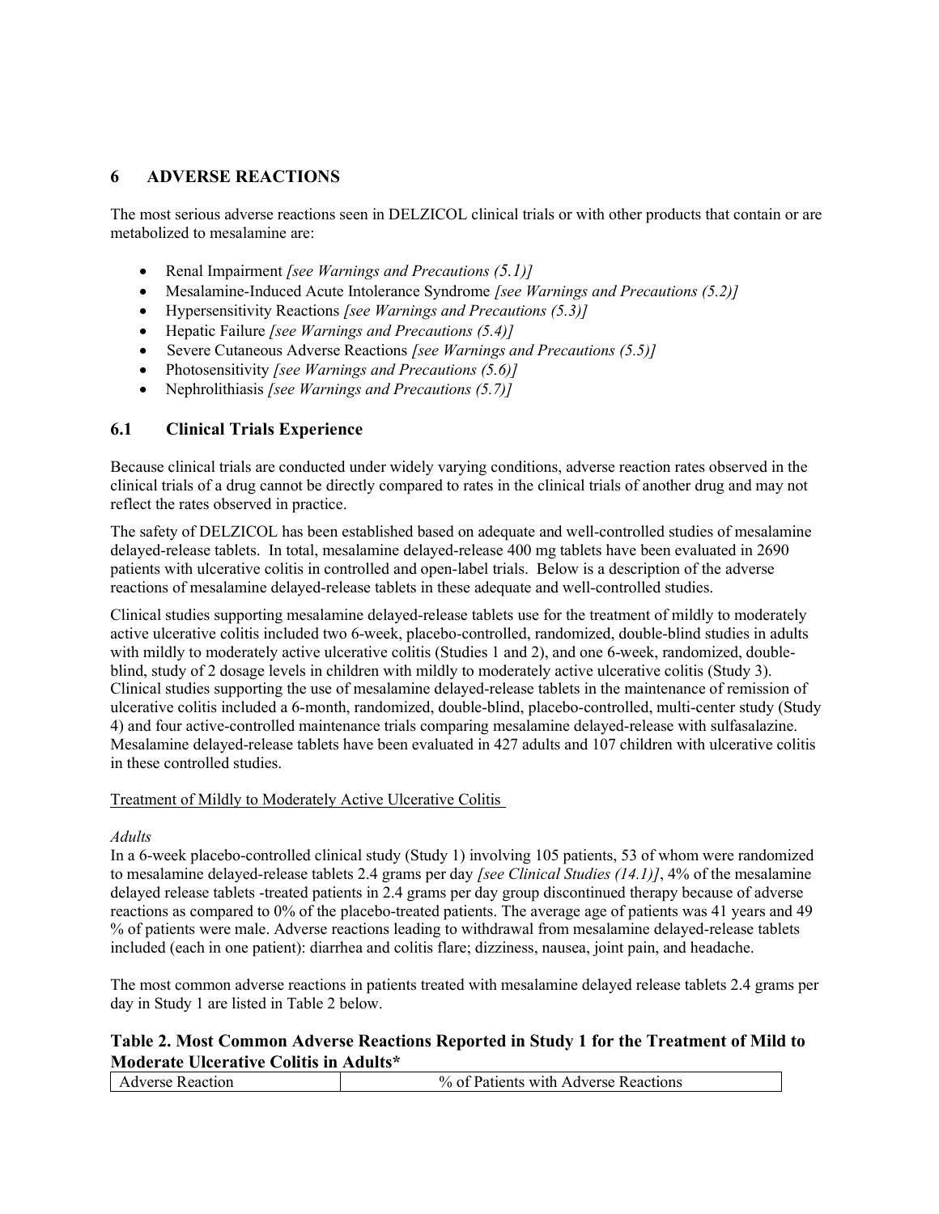## 6 ADVERSE REACTIONS

The most serious adverse reactions seen in DELZICOL clinical trials or with other products that contain or are metabolized to mesalamine are:

- Renal Impairment *[see Warnings and Precautions (5.1)]*
- Mesalamine-Induced Acute Intolerance Syndrome *[see Warnings and Precautions (5.2)]*
- Hypersensitivity Reactions *[see Warnings and Precautions (5.3)]*
- Hepatic Failure *[see Warnings and Precautions (5.4)]*
- Severe Cutaneous Adverse Reactions *[see Warnings and Precautions (5.5)]*
- Photosensitivity *[see Warnings and Precautions (5.6)]*
- Nephrolithiasis *[see Warnings and Precautions (5.7)]*

### 6.1 Clinical Trials Experience

Because clinical trials are conducted under widely varying conditions, adverse reaction rates observed in the clinical trials of a drug cannot be directly compared to rates in the clinical trials of another drug and may not reflect the rates observed in practice.

The safety of DELZICOL has been established based on adequate and well-controlled studies of mesalamine delayed-release tablets. In total, mesalamine delayed-release 400 mg tablets have been evaluated in 2690 patients with ulcerative colitis in controlled and open-label trials. Below is a description of the adverse reactions of mesalamine delayed-release tablets in these adequate and well-controlled studies.

Clinical studies supporting mesalamine delayed-release tablets use for the treatment of mildly to moderately active ulcerative colitis included two 6-week, placebo-controlled, randomized, double-blind studies in adults with mildly to moderately active ulcerative colitis (Studies 1 and 2), and one 6-week, randomized, double-blind, study of 2 dosage levels in children with mildly to moderately active ulcerative colitis (Study 3). Clinical studies supporting the use of mesalamine delayed-release tablets in the maintenance of remission of ulcerative colitis included a 6-month, randomized, double-blind, placebo-controlled, multi-center study (Study 4) and four active-controlled maintenance trials comparing mesalamine delayed-release with sulfasalazine. Mesalamine delayed-release tablets have been evaluated in 427 adults and 107 children with ulcerative colitis in these controlled studies.

Treatment of Mildly to Moderately Active Ulcerative Colitis

*Adults*

In a 6-week placebo-controlled clinical study (Study 1) involving 105 patients, 53 of whom were randomized to mesalamine delayed-release tablets 2.4 grams per day *[see Clinical Studies (14.1)]*, 4% of the mesalamine delayed release tablets -treated patients in 2.4 grams per day group discontinued therapy because of adverse reactions as compared to 0% of the placebo-treated patients. The average age of patients was 41 years and 49 % of patients were male. Adverse reactions leading to withdrawal from mesalamine delayed-release tablets included (each in one patient): diarrhea and colitis flare; dizziness, nausea, joint pain, and headache.

The most common adverse reactions in patients treated with mesalamine delayed release tablets 2.4 grams per day in Study 1 are listed in Table 2 below.

**Table 2. Most Common Adverse Reactions Reported in Study 1 for the Treatment of Mild to Moderate Ulcerative Colitis in Adults***

| Adverse Reaction | % of Patients with Adverse Reactions |
|---|---|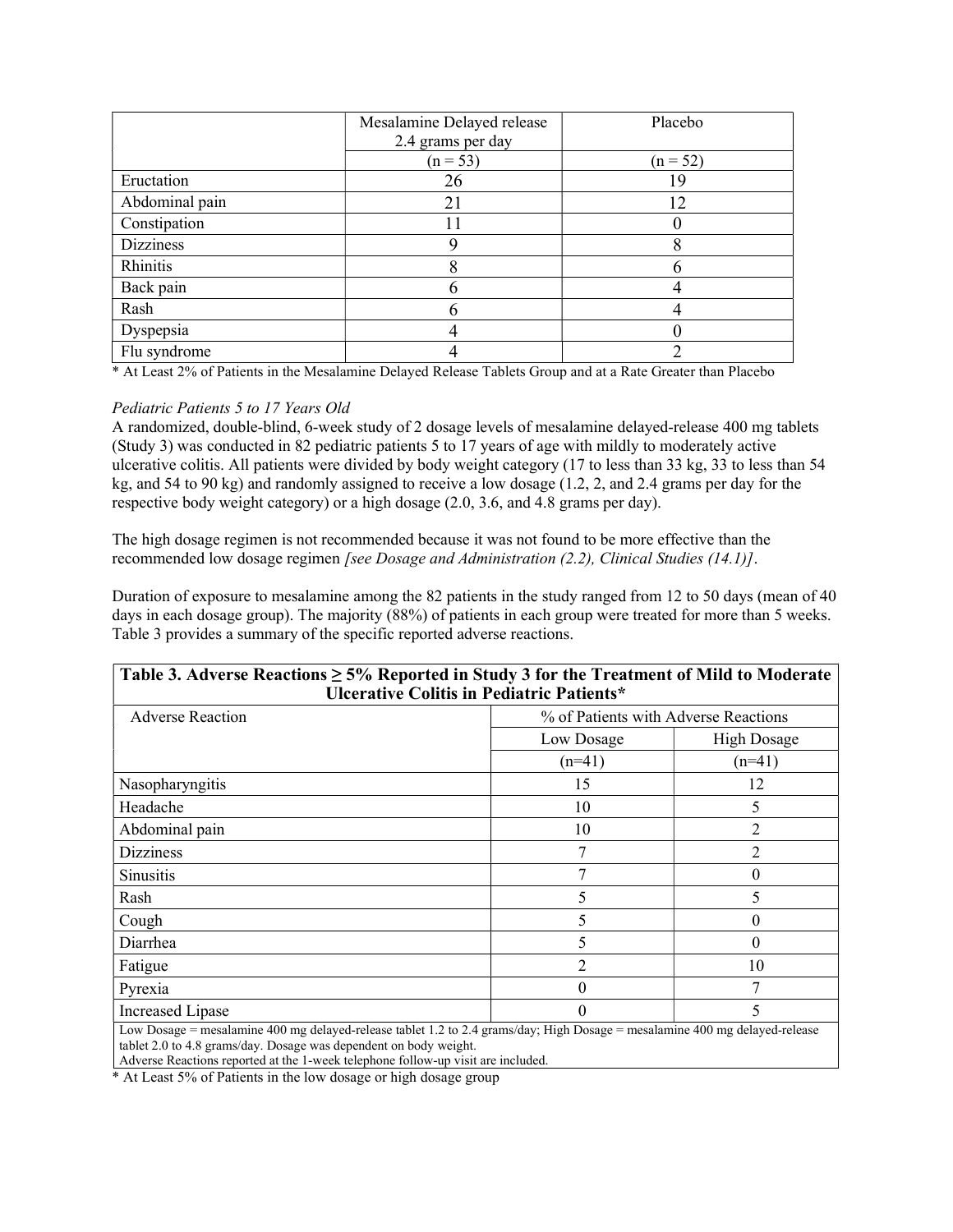| | Mesalamine Delayed release 2.4 grams per day | Placebo |
|---|---|---|
| | (n = 53) | (n = 52) |
| Eructation | 26 | 19 |
| Abdominal pain | 21 | 12 |
| Constipation | 11 | 0 |
| Dizziness | 9 | 8 |
| Rhinitis | 8 | 6 |
| Back pain | 6 | 4 |
| Rash | 6 | 4 |
| Dyspepsia | 4 | 0 |
| Flu syndrome | 4 | 2 |

* At Least 2% of Patients in the Mesalamine Delayed Release Tablets Group and at a Rate Greater than Placebo

*Pediatric Patients 5 to 17 Years Old*

A randomized, double-blind, 6-week study of 2 dosage levels of mesalamine delayed-release 400 mg tablets (Study 3) was conducted in 82 pediatric patients 5 to 17 years of age with mildly to moderately active ulcerative colitis. All patients were divided by body weight category (17 to less than 33 kg, 33 to less than 54 kg, and 54 to 90 kg) and randomly assigned to receive a low dosage (1.2, 2, and 2.4 grams per day for the respective body weight category) or a high dosage (2.0, 3.6, and 4.8 grams per day).

The high dosage regimen is not recommended because it was not found to be more effective than the recommended low dosage regimen *[see Dosage and Administration (2.2), Clinical Studies (14.1)]*.

Duration of exposure to mesalamine among the 82 patients in the study ranged from 12 to 50 days (mean of 40 days in each dosage group). The majority (88%) of patients in each group were treated for more than 5 weeks. Table 3 provides a summary of the specific reported adverse reactions.

**Table 3. Adverse Reactions ≥ 5% Reported in Study 3 for the Treatment of Mild to Moderate Ulcerative Colitis in Pediatric Patients***

| Adverse Reaction | % of Patients with Adverse Reactions | |
|---|---|---|
| | Low Dosage | High Dosage |
| | (n=41) | (n=41) |
| Nasopharyngitis | 15 | 12 |
| Headache | 10 | 5 |
| Abdominal pain | 10 | 2 |
| Dizziness | 7 | 2 |
| Sinusitis | 7 | 0 |
| Rash | 5 | 5 |
| Cough | 5 | 0 |
| Diarrhea | 5 | 0 |
| Fatigue | 2 | 10 |
| Pyrexia | 0 | 7 |
| Increased Lipase | 0 | 5 |

Low Dosage = mesalamine 400 mg delayed-release tablet 1.2 to 2.4 grams/day; High Dosage = mesalamine 400 mg delayed-release tablet 2.0 to 4.8 grams/day. Dosage was dependent on body weight.
Adverse Reactions reported at the 1-week telephone follow-up visit are included.

* At Least 5% of Patients in the low dosage or high dosage group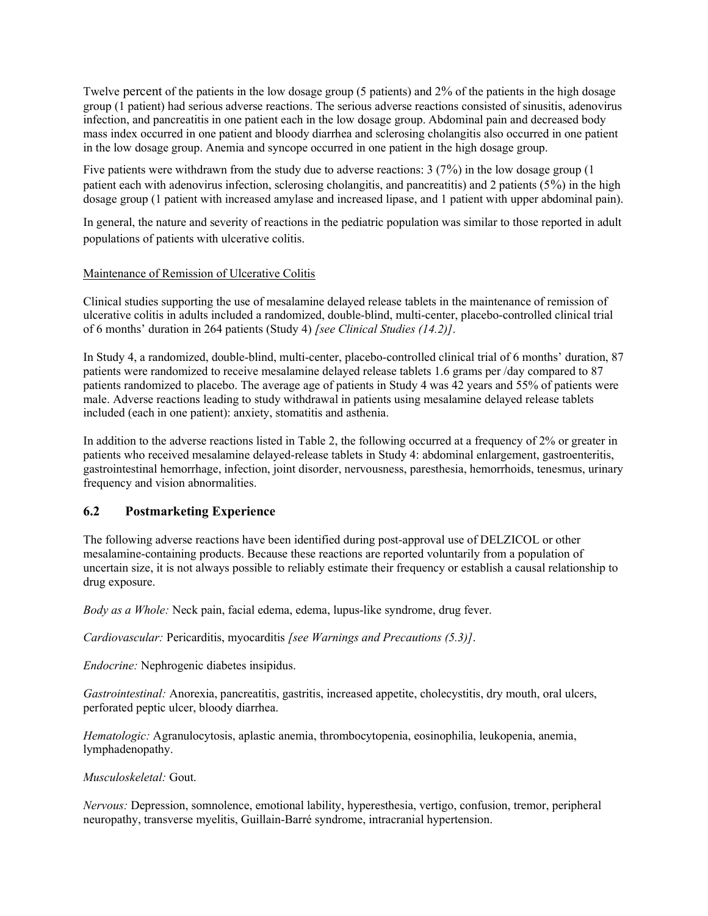Twelve percent of the patients in the low dosage group (5 patients) and 2% of the patients in the high dosage group (1 patient) had serious adverse reactions. The serious adverse reactions consisted of sinusitis, adenovirus infection, and pancreatitis in one patient each in the low dosage group. Abdominal pain and decreased body mass index occurred in one patient and bloody diarrhea and sclerosing cholangitis also occurred in one patient in the low dosage group. Anemia and syncope occurred in one patient in the high dosage group.

Five patients were withdrawn from the study due to adverse reactions: 3 (7%) in the low dosage group (1 patient each with adenovirus infection, sclerosing cholangitis, and pancreatitis) and 2 patients (5%) in the high dosage group (1 patient with increased amylase and increased lipase, and 1 patient with upper abdominal pain).

In general, the nature and severity of reactions in the pediatric population was similar to those reported in adult populations of patients with ulcerative colitis.

Maintenance of Remission of Ulcerative Colitis

Clinical studies supporting the use of mesalamine delayed release tablets in the maintenance of remission of ulcerative colitis in adults included a randomized, double-blind, multi-center, placebo-controlled clinical trial of 6 months' duration in 264 patients (Study 4) *[see Clinical Studies (14.2)]*.

In Study 4, a randomized, double-blind, multi-center, placebo-controlled clinical trial of 6 months' duration, 87 patients were randomized to receive mesalamine delayed release tablets 1.6 grams per /day compared to 87 patients randomized to placebo. The average age of patients in Study 4 was 42 years and 55% of patients were male. Adverse reactions leading to study withdrawal in patients using mesalamine delayed release tablets included (each in one patient): anxiety, stomatitis and asthenia.

In addition to the adverse reactions listed in Table 2, the following occurred at a frequency of 2% or greater in patients who received mesalamine delayed-release tablets in Study 4: abdominal enlargement, gastroenteritis, gastrointestinal hemorrhage, infection, joint disorder, nervousness, paresthesia, hemorrhoids, tenesmus, urinary frequency and vision abnormalities.

## 6.2 Postmarketing Experience

The following adverse reactions have been identified during post-approval use of DELZICOL or other mesalamine-containing products. Because these reactions are reported voluntarily from a population of uncertain size, it is not always possible to reliably estimate their frequency or establish a causal relationship to drug exposure.

*Body as a Whole:* Neck pain, facial edema, edema, lupus-like syndrome, drug fever.

*Cardiovascular:* Pericarditis, myocarditis *[see Warnings and Precautions (5.3)]*.

*Endocrine:* Nephrogenic diabetes insipidus.

*Gastrointestinal:* Anorexia, pancreatitis, gastritis, increased appetite, cholecystitis, dry mouth, oral ulcers, perforated peptic ulcer, bloody diarrhea.

*Hematologic:* Agranulocytosis, aplastic anemia, thrombocytopenia, eosinophilia, leukopenia, anemia, lymphadenopathy.

*Musculoskeletal:* Gout.

*Nervous:* Depression, somnolence, emotional lability, hyperesthesia, vertigo, confusion, tremor, peripheral neuropathy, transverse myelitis, Guillain-Barré syndrome, intracranial hypertension.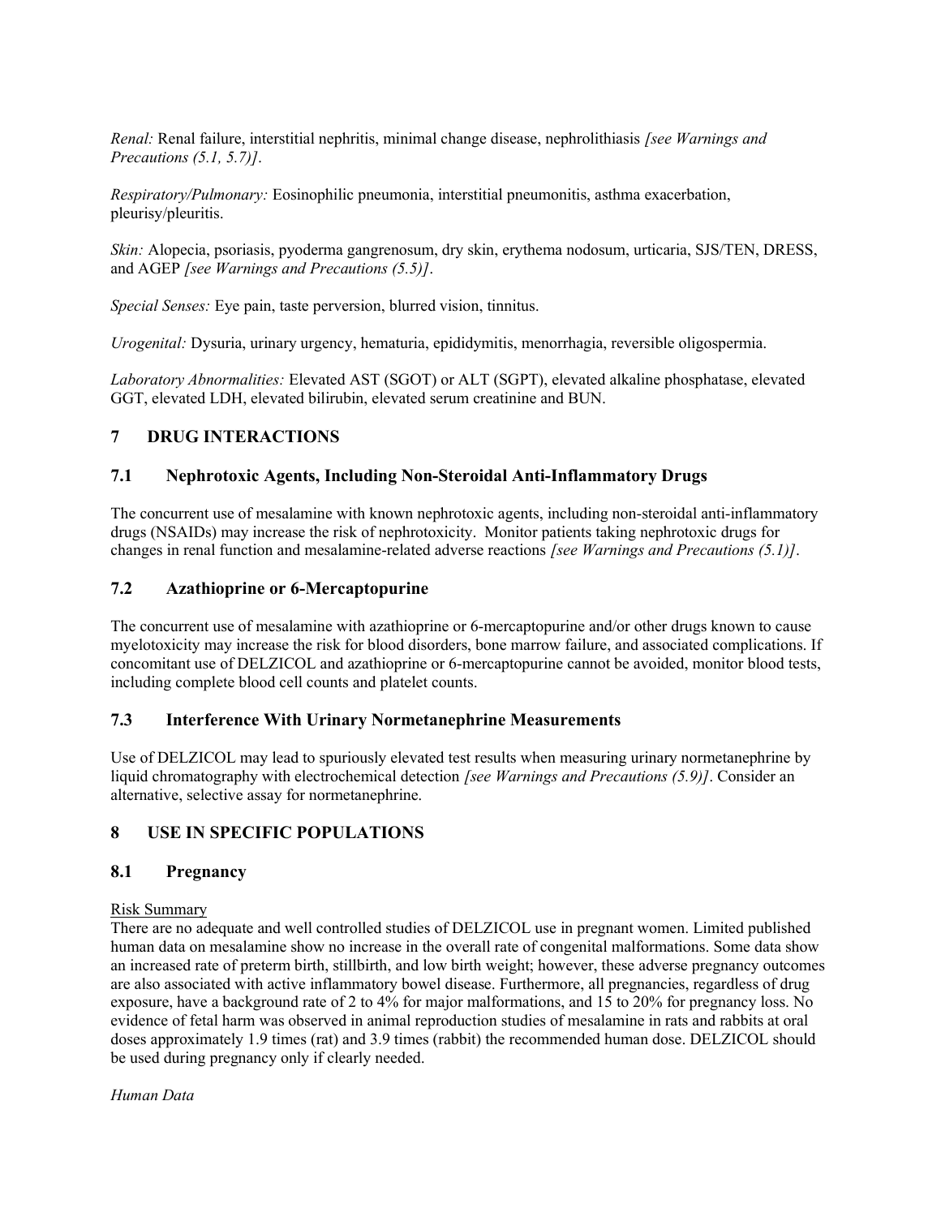*Renal:* Renal failure, interstitial nephritis, minimal change disease, nephrolithiasis *[see Warnings and Precautions (5.1, 5.7)]*.

*Respiratory/Pulmonary:* Eosinophilic pneumonia, interstitial pneumonitis, asthma exacerbation, pleurisy/pleuritis.

*Skin:* Alopecia, psoriasis, pyoderma gangrenosum, dry skin, erythema nodosum, urticaria, SJS/TEN, DRESS, and AGEP *[see Warnings and Precautions (5.5)]*.

*Special Senses:* Eye pain, taste perversion, blurred vision, tinnitus.

*Urogenital:* Dysuria, urinary urgency, hematuria, epididymitis, menorrhagia, reversible oligospermia.

*Laboratory Abnormalities:* Elevated AST (SGOT) or ALT (SGPT), elevated alkaline phosphatase, elevated GGT, elevated LDH, elevated bilirubin, elevated serum creatinine and BUN.

## 7 DRUG INTERACTIONS

### 7.1 Nephrotoxic Agents, Including Non-Steroidal Anti-Inflammatory Drugs

The concurrent use of mesalamine with known nephrotoxic agents, including non-steroidal anti-inflammatory drugs (NSAIDs) may increase the risk of nephrotoxicity. Monitor patients taking nephrotoxic drugs for changes in renal function and mesalamine-related adverse reactions *[see Warnings and Precautions (5.1)]*.

### 7.2 Azathioprine or 6-Mercaptopurine

The concurrent use of mesalamine with azathioprine or 6-mercaptopurine and/or other drugs known to cause myelotoxicity may increase the risk for blood disorders, bone marrow failure, and associated complications. If concomitant use of DELZICOL and azathioprine or 6-mercaptopurine cannot be avoided, monitor blood tests, including complete blood cell counts and platelet counts.

### 7.3 Interference With Urinary Normetanephrine Measurements

Use of DELZICOL may lead to spuriously elevated test results when measuring urinary normetanephrine by liquid chromatography with electrochemical detection *[see Warnings and Precautions (5.9)]*. Consider an alternative, selective assay for normetanephrine.

## 8 USE IN SPECIFIC POPULATIONS

### 8.1 Pregnancy

Risk Summary

There are no adequate and well controlled studies of DELZICOL use in pregnant women. Limited published human data on mesalamine show no increase in the overall rate of congenital malformations. Some data show an increased rate of preterm birth, stillbirth, and low birth weight; however, these adverse pregnancy outcomes are also associated with active inflammatory bowel disease. Furthermore, all pregnancies, regardless of drug exposure, have a background rate of 2 to 4% for major malformations, and 15 to 20% for pregnancy loss. No evidence of fetal harm was observed in animal reproduction studies of mesalamine in rats and rabbits at oral doses approximately 1.9 times (rat) and 3.9 times (rabbit) the recommended human dose. DELZICOL should be used during pregnancy only if clearly needed.

*Human Data*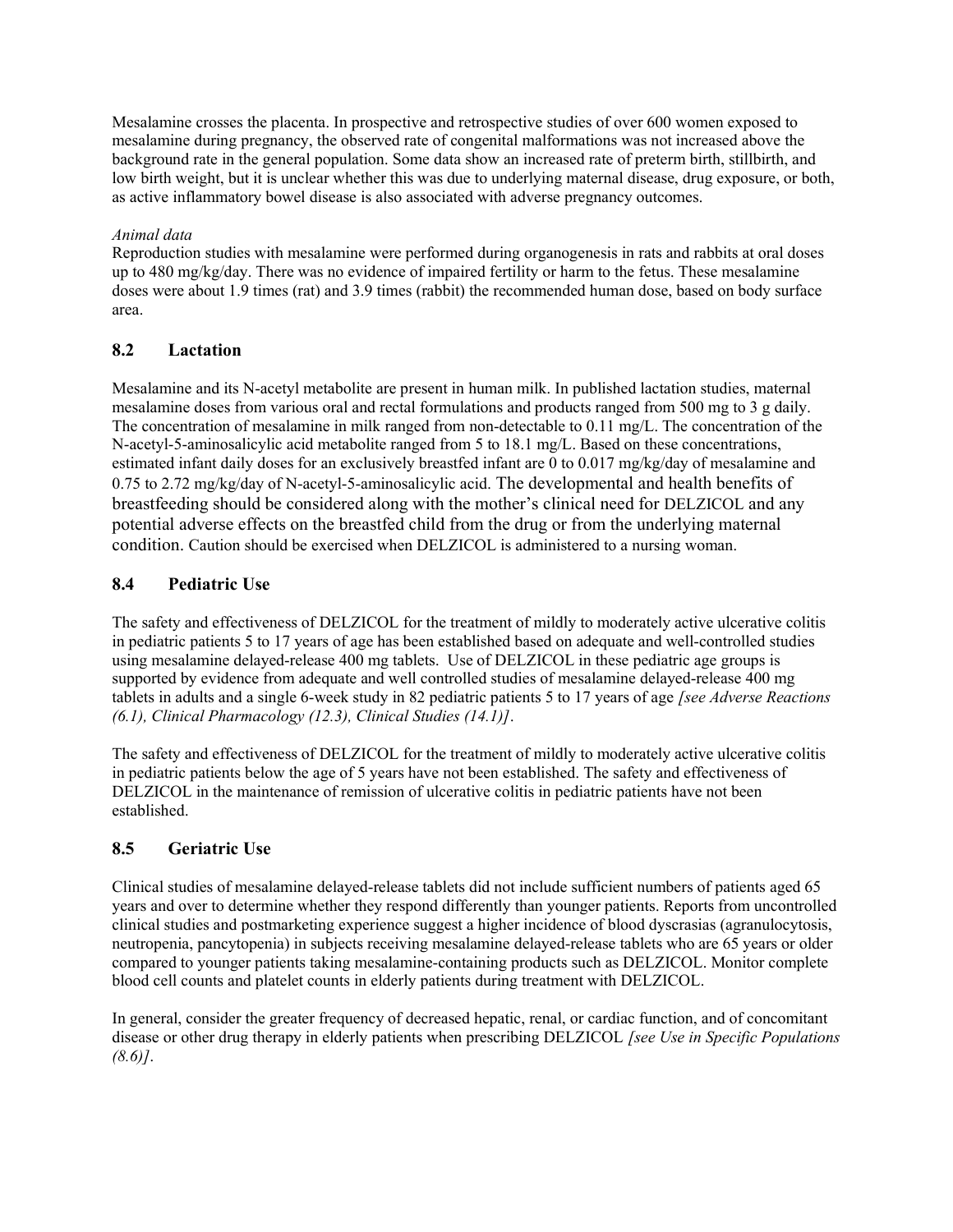Mesalamine crosses the placenta. In prospective and retrospective studies of over 600 women exposed to mesalamine during pregnancy, the observed rate of congenital malformations was not increased above the background rate in the general population. Some data show an increased rate of preterm birth, stillbirth, and low birth weight, but it is unclear whether this was due to underlying maternal disease, drug exposure, or both, as active inflammatory bowel disease is also associated with adverse pregnancy outcomes.

*Animal data*
Reproduction studies with mesalamine were performed during organogenesis in rats and rabbits at oral doses up to 480 mg/kg/day. There was no evidence of impaired fertility or harm to the fetus. These mesalamine doses were about 1.9 times (rat) and 3.9 times (rabbit) the recommended human dose, based on body surface area.

## 8.2 Lactation

Mesalamine and its N-acetyl metabolite are present in human milk. In published lactation studies, maternal mesalamine doses from various oral and rectal formulations and products ranged from 500 mg to 3 g daily. The concentration of mesalamine in milk ranged from non-detectable to 0.11 mg/L. The concentration of the N-acetyl-5-aminosalicylic acid metabolite ranged from 5 to 18.1 mg/L. Based on these concentrations, estimated infant daily doses for an exclusively breastfed infant are 0 to 0.017 mg/kg/day of mesalamine and 0.75 to 2.72 mg/kg/day of N-acetyl-5-aminosalicylic acid. The developmental and health benefits of breastfeeding should be considered along with the mother's clinical need for DELZICOL and any potential adverse effects on the breastfed child from the drug or from the underlying maternal condition. Caution should be exercised when DELZICOL is administered to a nursing woman.

## 8.4 Pediatric Use

The safety and effectiveness of DELZICOL for the treatment of mildly to moderately active ulcerative colitis in pediatric patients 5 to 17 years of age has been established based on adequate and well-controlled studies using mesalamine delayed-release 400 mg tablets. Use of DELZICOL in these pediatric age groups is supported by evidence from adequate and well controlled studies of mesalamine delayed-release 400 mg tablets in adults and a single 6-week study in 82 pediatric patients 5 to 17 years of age *[see Adverse Reactions (6.1), Clinical Pharmacology (12.3), Clinical Studies (14.1)]*.

The safety and effectiveness of DELZICOL for the treatment of mildly to moderately active ulcerative colitis in pediatric patients below the age of 5 years have not been established. The safety and effectiveness of DELZICOL in the maintenance of remission of ulcerative colitis in pediatric patients have not been established.

## 8.5 Geriatric Use

Clinical studies of mesalamine delayed-release tablets did not include sufficient numbers of patients aged 65 years and over to determine whether they respond differently than younger patients. Reports from uncontrolled clinical studies and postmarketing experience suggest a higher incidence of blood dyscrasias (agranulocytosis, neutropenia, pancytopenia) in subjects receiving mesalamine delayed-release tablets who are 65 years or older compared to younger patients taking mesalamine-containing products such as DELZICOL. Monitor complete blood cell counts and platelet counts in elderly patients during treatment with DELZICOL.

In general, consider the greater frequency of decreased hepatic, renal, or cardiac function, and of concomitant disease or other drug therapy in elderly patients when prescribing DELZICOL *[see Use in Specific Populations (8.6)]*.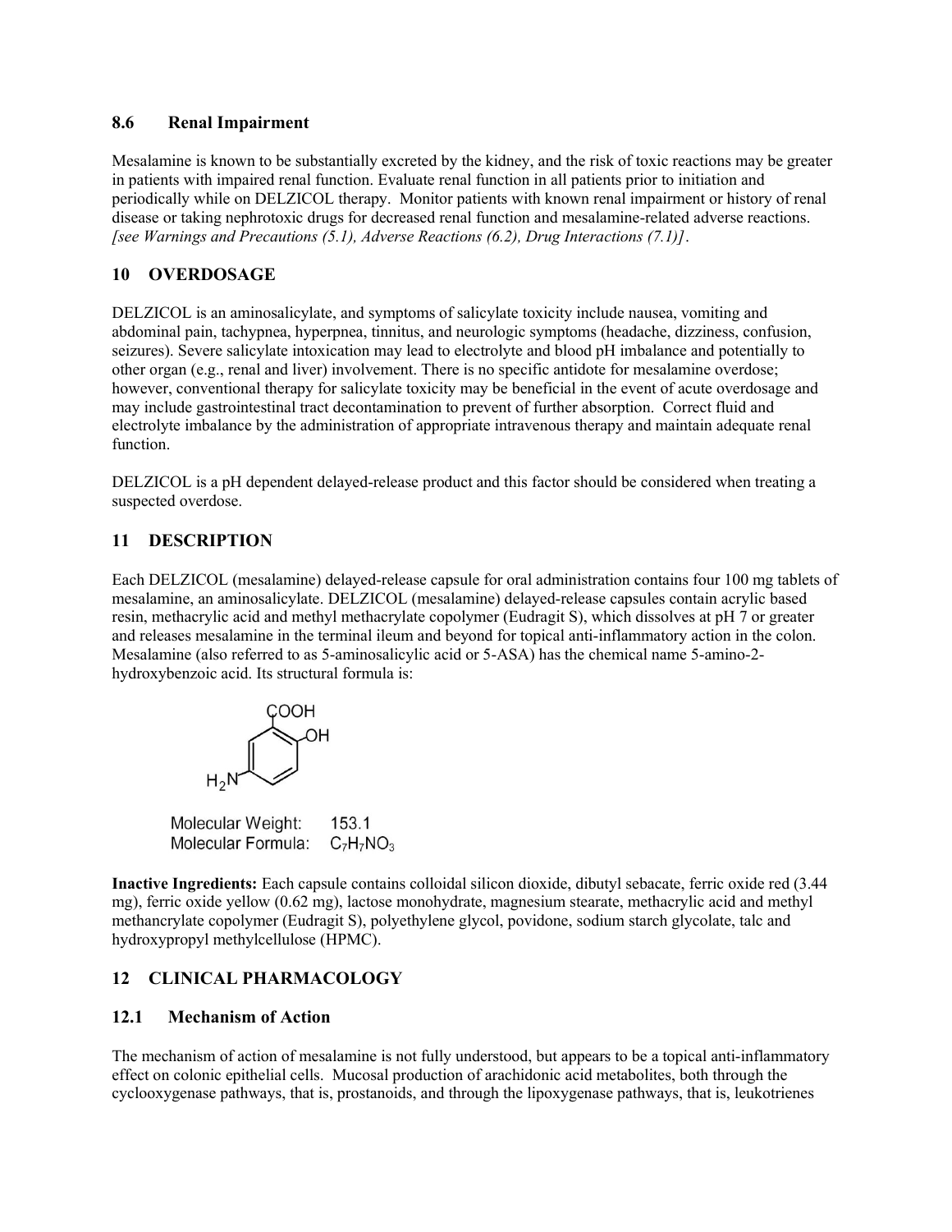## 8.6 Renal Impairment

Mesalamine is known to be substantially excreted by the kidney, and the risk of toxic reactions may be greater in patients with impaired renal function. Evaluate renal function in all patients prior to initiation and periodically while on DELZICOL therapy. Monitor patients with known renal impairment or history of renal disease or taking nephrotoxic drugs for decreased renal function and mesalamine-related adverse reactions. *[see Warnings and Precautions (5.1), Adverse Reactions (6.2), Drug Interactions (7.1)]*.

## 10 OVERDOSAGE

DELZICOL is an aminosalicylate, and symptoms of salicylate toxicity include nausea, vomiting and abdominal pain, tachypnea, hyperpnea, tinnitus, and neurologic symptoms (headache, dizziness, confusion, seizures). Severe salicylate intoxication may lead to electrolyte and blood pH imbalance and potentially to other organ (e.g., renal and liver) involvement. There is no specific antidote for mesalamine overdose; however, conventional therapy for salicylate toxicity may be beneficial in the event of acute overdosage and may include gastrointestinal tract decontamination to prevent of further absorption. Correct fluid and electrolyte imbalance by the administration of appropriate intravenous therapy and maintain adequate renal function.

DELZICOL is a pH dependent delayed-release product and this factor should be considered when treating a suspected overdose.

## 11 DESCRIPTION

Each DELZICOL (mesalamine) delayed-release capsule for oral administration contains four 100 mg tablets of mesalamine, an aminosalicylate. DELZICOL (mesalamine) delayed-release capsules contain acrylic based resin, methacrylic acid and methyl methacrylate copolymer (Eudragit S), which dissolves at pH 7 or greater and releases mesalamine in the terminal ileum and beyond for topical anti-inflammatory action in the colon. Mesalamine (also referred to as 5-aminosalicylic acid or 5-ASA) has the chemical name 5-amino-2-hydroxybenzoic acid. Its structural formula is:

Molecular Weight: 153.1
Molecular Formula: $C_7H_7NO_3$

**Inactive Ingredients:** Each capsule contains colloidal silicon dioxide, dibutyl sebacate, ferric oxide red (3.44 mg), ferric oxide yellow (0.62 mg), lactose monohydrate, magnesium stearate, methacrylic acid and methyl methancrylate copolymer (Eudragit S), polyethylene glycol, povidone, sodium starch glycolate, talc and hydroxypropyl methylcellulose (HPMC).

## 12 CLINICAL PHARMACOLOGY

### 12.1 Mechanism of Action

The mechanism of action of mesalamine is not fully understood, but appears to be a topical anti-inflammatory effect on colonic epithelial cells. Mucosal production of arachidonic acid metabolites, both through the cyclooxygenase pathways, that is, prostanoids, and through the lipoxygenase pathways, that is, leukotrienes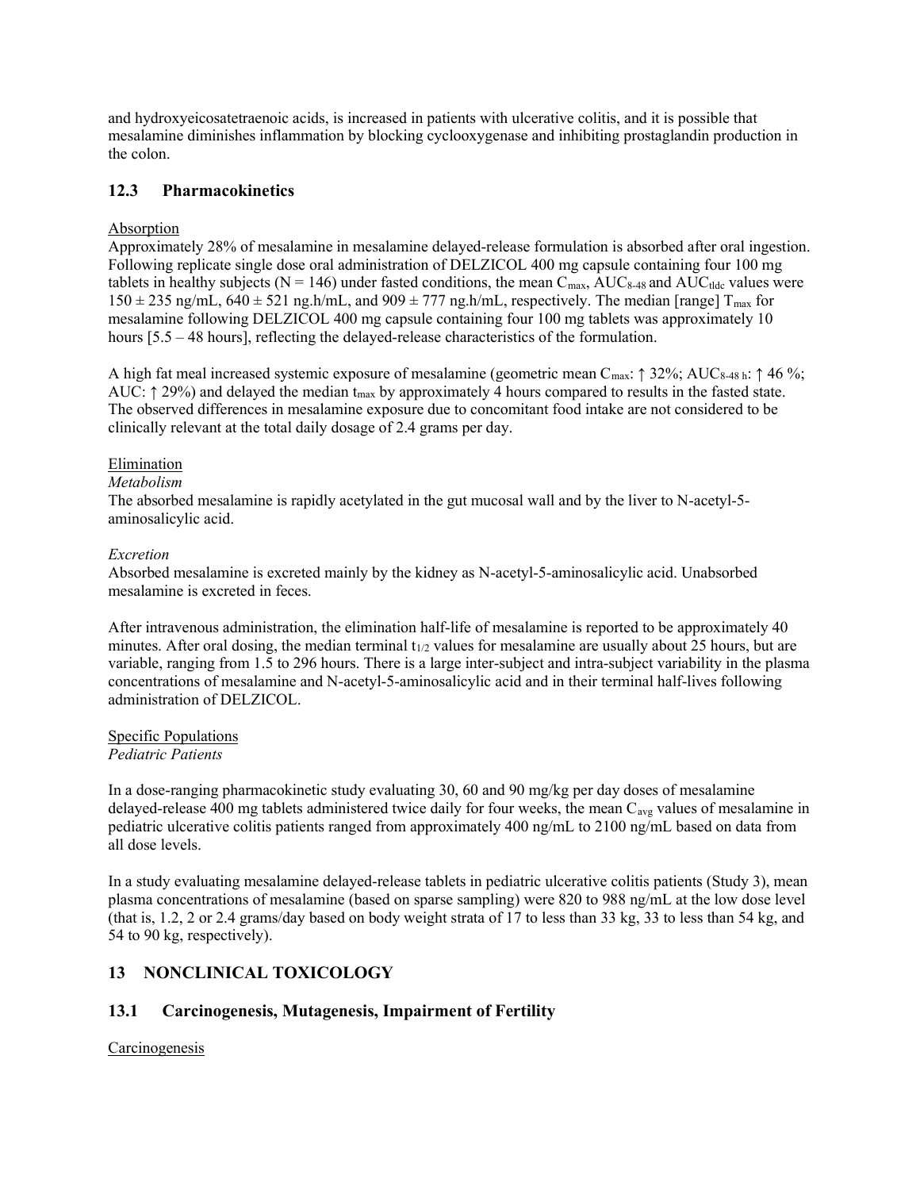and hydroxyeicosatetraenoic acids, is increased in patients with ulcerative colitis, and it is possible that mesalamine diminishes inflammation by blocking cyclooxygenase and inhibiting prostaglandin production in the colon.

## 12.3 Pharmacokinetics

Absorption

Approximately 28% of mesalamine in mesalamine delayed-release formulation is absorbed after oral ingestion. Following replicate single dose oral administration of DELZICOL 400 mg capsule containing four 100 mg tablets in healthy subjects (N = 146) under fasted conditions, the mean $C_{max}$, $AUC_{8\text{-}48}$ and $AUC_{tldc}$ values were $150 \pm 235$ ng/mL, $640 \pm 521$ ng.h/mL, and $909 \pm 777$ ng.h/mL, respectively. The median [range] $T_{max}$ for mesalamine following DELZICOL 400 mg capsule containing four 100 mg tablets was approximately 10 hours [5.5 – 48 hours], reflecting the delayed-release characteristics of the formulation.

A high fat meal increased systemic exposure of mesalamine (geometric mean $C_{max}$: ↑ 32%; $AUC_{8\text{-}48\ h}$: ↑ 46 %; AUC: ↑ 29%) and delayed the median $t_{max}$ by approximately 4 hours compared to results in the fasted state. The observed differences in mesalamine exposure due to concomitant food intake are not considered to be clinically relevant at the total daily dosage of 2.4 grams per day.

Elimination

*Metabolism*

The absorbed mesalamine is rapidly acetylated in the gut mucosal wall and by the liver to N-acetyl-5-aminosalicylic acid.

*Excretion*

Absorbed mesalamine is excreted mainly by the kidney as N-acetyl-5-aminosalicylic acid. Unabsorbed mesalamine is excreted in feces.

After intravenous administration, the elimination half-life of mesalamine is reported to be approximately 40 minutes. After oral dosing, the median terminal $t_{1/2}$ values for mesalamine are usually about 25 hours, but are variable, ranging from 1.5 to 296 hours. There is a large inter-subject and intra-subject variability in the plasma concentrations of mesalamine and N-acetyl-5-aminosalicylic acid and in their terminal half-lives following administration of DELZICOL.

Specific Populations

*Pediatric Patients*

In a dose-ranging pharmacokinetic study evaluating 30, 60 and 90 mg/kg per day doses of mesalamine delayed-release 400 mg tablets administered twice daily for four weeks, the mean $C_{avg}$ values of mesalamine in pediatric ulcerative colitis patients ranged from approximately 400 ng/mL to 2100 ng/mL based on data from all dose levels.

In a study evaluating mesalamine delayed-release tablets in pediatric ulcerative colitis patients (Study 3), mean plasma concentrations of mesalamine (based on sparse sampling) were 820 to 988 ng/mL at the low dose level (that is, 1.2, 2 or 2.4 grams/day based on body weight strata of 17 to less than 33 kg, 33 to less than 54 kg, and 54 to 90 kg, respectively).

# 13 NONCLINICAL TOXICOLOGY

## 13.1 Carcinogenesis, Mutagenesis, Impairment of Fertility

Carcinogenesis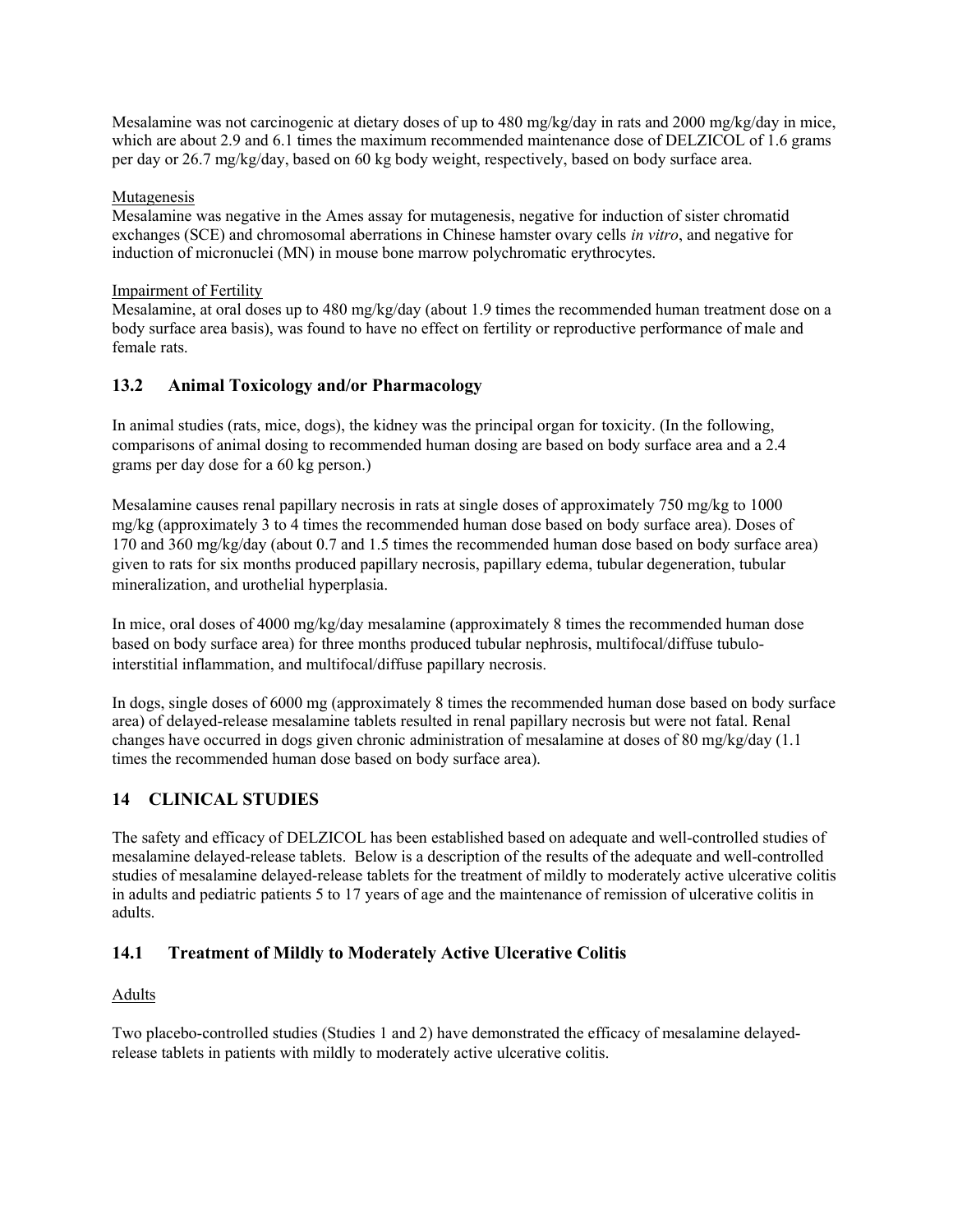Mesalamine was not carcinogenic at dietary doses of up to 480 mg/kg/day in rats and 2000 mg/kg/day in mice, which are about 2.9 and 6.1 times the maximum recommended maintenance dose of DELZICOL of 1.6 grams per day or 26.7 mg/kg/day, based on 60 kg body weight, respectively, based on body surface area.

Mutagenesis

Mesalamine was negative in the Ames assay for mutagenesis, negative for induction of sister chromatid exchanges (SCE) and chromosomal aberrations in Chinese hamster ovary cells *in vitro*, and negative for induction of micronuclei (MN) in mouse bone marrow polychromatic erythrocytes.

Impairment of Fertility

Mesalamine, at oral doses up to 480 mg/kg/day (about 1.9 times the recommended human treatment dose on a body surface area basis), was found to have no effect on fertility or reproductive performance of male and female rats.

## 13.2 Animal Toxicology and/or Pharmacology

In animal studies (rats, mice, dogs), the kidney was the principal organ for toxicity. (In the following, comparisons of animal dosing to recommended human dosing are based on body surface area and a 2.4 grams per day dose for a 60 kg person.)

Mesalamine causes renal papillary necrosis in rats at single doses of approximately 750 mg/kg to 1000 mg/kg (approximately 3 to 4 times the recommended human dose based on body surface area). Doses of 170 and 360 mg/kg/day (about 0.7 and 1.5 times the recommended human dose based on body surface area) given to rats for six months produced papillary necrosis, papillary edema, tubular degeneration, tubular mineralization, and urothelial hyperplasia.

In mice, oral doses of 4000 mg/kg/day mesalamine (approximately 8 times the recommended human dose based on body surface area) for three months produced tubular nephrosis, multifocal/diffuse tubulo-interstitial inflammation, and multifocal/diffuse papillary necrosis.

In dogs, single doses of 6000 mg (approximately 8 times the recommended human dose based on body surface area) of delayed-release mesalamine tablets resulted in renal papillary necrosis but were not fatal. Renal changes have occurred in dogs given chronic administration of mesalamine at doses of 80 mg/kg/day (1.1 times the recommended human dose based on body surface area).

# 14 CLINICAL STUDIES

The safety and efficacy of DELZICOL has been established based on adequate and well-controlled studies of mesalamine delayed-release tablets. Below is a description of the results of the adequate and well-controlled studies of mesalamine delayed-release tablets for the treatment of mildly to moderately active ulcerative colitis in adults and pediatric patients 5 to 17 years of age and the maintenance of remission of ulcerative colitis in adults.

## 14.1 Treatment of Mildly to Moderately Active Ulcerative Colitis

Adults

Two placebo-controlled studies (Studies 1 and 2) have demonstrated the efficacy of mesalamine delayed-release tablets in patients with mildly to moderately active ulcerative colitis.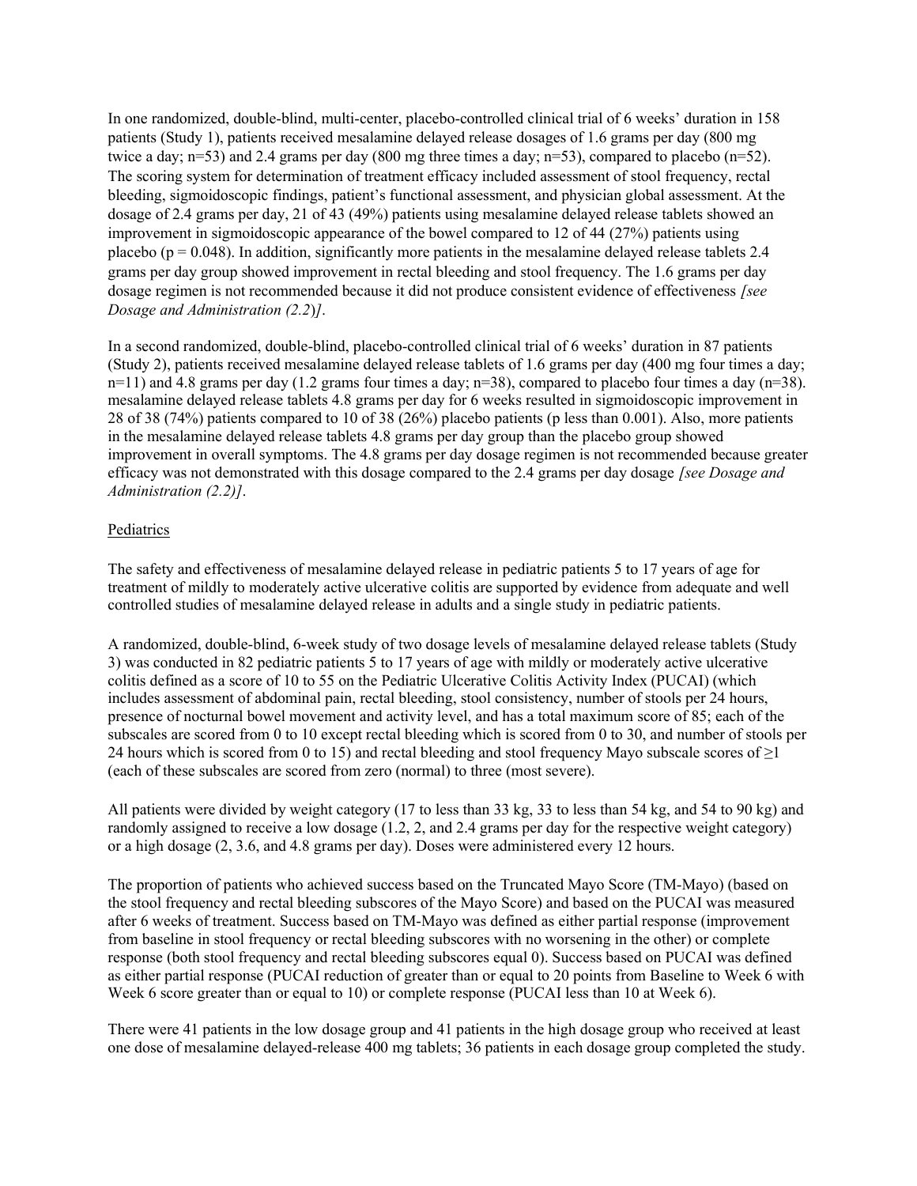In one randomized, double-blind, multi-center, placebo-controlled clinical trial of 6 weeks' duration in 158 patients (Study 1), patients received mesalamine delayed release dosages of 1.6 grams per day (800 mg twice a day; n=53) and 2.4 grams per day (800 mg three times a day; n=53), compared to placebo (n=52). The scoring system for determination of treatment efficacy included assessment of stool frequency, rectal bleeding, sigmoidoscopic findings, patient's functional assessment, and physician global assessment. At the dosage of 2.4 grams per day, 21 of 43 (49%) patients using mesalamine delayed release tablets showed an improvement in sigmoidoscopic appearance of the bowel compared to 12 of 44 (27%) patients using placebo ($p = 0.048$). In addition, significantly more patients in the mesalamine delayed release tablets 2.4 grams per day group showed improvement in rectal bleeding and stool frequency. The 1.6 grams per day dosage regimen is not recommended because it did not produce consistent evidence of effectiveness *[see Dosage and Administration (2.2)]*.

In a second randomized, double-blind, placebo-controlled clinical trial of 6 weeks' duration in 87 patients (Study 2), patients received mesalamine delayed release tablets of 1.6 grams per day (400 mg four times a day; n=11) and 4.8 grams per day (1.2 grams four times a day; n=38), compared to placebo four times a day (n=38). mesalamine delayed release tablets 4.8 grams per day for 6 weeks resulted in sigmoidoscopic improvement in 28 of 38 (74%) patients compared to 10 of 38 (26%) placebo patients (p less than 0.001). Also, more patients in the mesalamine delayed release tablets 4.8 grams per day group than the placebo group showed improvement in overall symptoms. The 4.8 grams per day dosage regimen is not recommended because greater efficacy was not demonstrated with this dosage compared to the 2.4 grams per day dosage *[see Dosage and Administration (2.2)]*.

Pediatrics

The safety and effectiveness of mesalamine delayed release in pediatric patients 5 to 17 years of age for treatment of mildly to moderately active ulcerative colitis are supported by evidence from adequate and well controlled studies of mesalamine delayed release in adults and a single study in pediatric patients.

A randomized, double-blind, 6-week study of two dosage levels of mesalamine delayed release tablets (Study 3) was conducted in 82 pediatric patients 5 to 17 years of age with mildly or moderately active ulcerative colitis defined as a score of 10 to 55 on the Pediatric Ulcerative Colitis Activity Index (PUCAI) (which includes assessment of abdominal pain, rectal bleeding, stool consistency, number of stools per 24 hours, presence of nocturnal bowel movement and activity level, and has a total maximum score of 85; each of the subscales are scored from 0 to 10 except rectal bleeding which is scored from 0 to 30, and number of stools per 24 hours which is scored from 0 to 15) and rectal bleeding and stool frequency Mayo subscale scores of $\geq 1$ (each of these subscales are scored from zero (normal) to three (most severe).

All patients were divided by weight category (17 to less than 33 kg, 33 to less than 54 kg, and 54 to 90 kg) and randomly assigned to receive a low dosage (1.2, 2, and 2.4 grams per day for the respective weight category) or a high dosage (2, 3.6, and 4.8 grams per day). Doses were administered every 12 hours.

The proportion of patients who achieved success based on the Truncated Mayo Score (TM-Mayo) (based on the stool frequency and rectal bleeding subscores of the Mayo Score) and based on the PUCAI was measured after 6 weeks of treatment. Success based on TM-Mayo was defined as either partial response (improvement from baseline in stool frequency or rectal bleeding subscores with no worsening in the other) or complete response (both stool frequency and rectal bleeding subscores equal 0). Success based on PUCAI was defined as either partial response (PUCAI reduction of greater than or equal to 20 points from Baseline to Week 6 with Week 6 score greater than or equal to 10) or complete response (PUCAI less than 10 at Week 6).

There were 41 patients in the low dosage group and 41 patients in the high dosage group who received at least one dose of mesalamine delayed-release 400 mg tablets; 36 patients in each dosage group completed the study.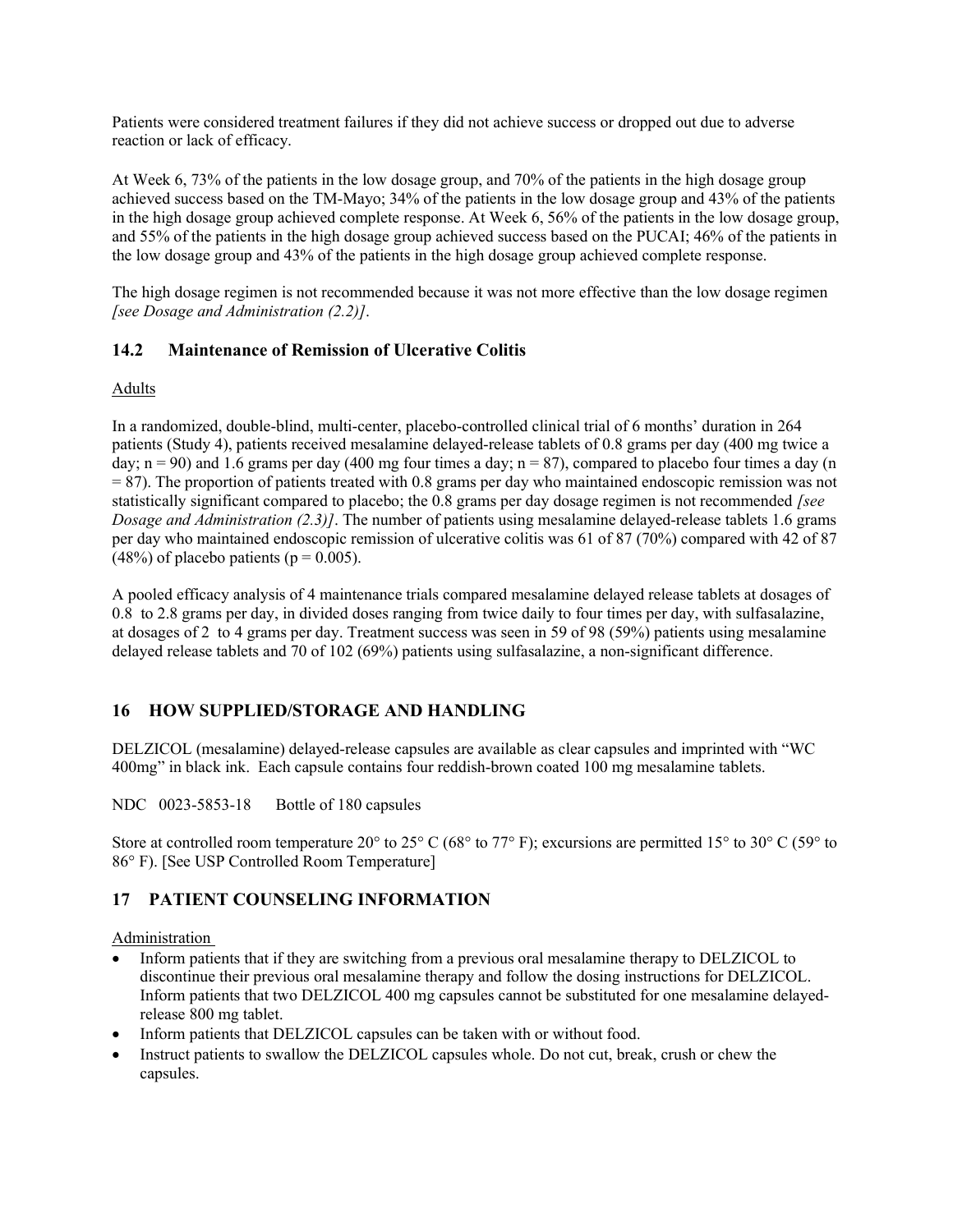Patients were considered treatment failures if they did not achieve success or dropped out due to adverse reaction or lack of efficacy.

At Week 6, 73% of the patients in the low dosage group, and 70% of the patients in the high dosage group achieved success based on the TM-Mayo; 34% of the patients in the low dosage group and 43% of the patients in the high dosage group achieved complete response. At Week 6, 56% of the patients in the low dosage group, and 55% of the patients in the high dosage group achieved success based on the PUCAI; 46% of the patients in the low dosage group and 43% of the patients in the high dosage group achieved complete response.

The high dosage regimen is not recommended because it was not more effective than the low dosage regimen *[see Dosage and Administration (2.2)]*.

### 14.2 Maintenance of Remission of Ulcerative Colitis

Adults

In a randomized, double-blind, multi-center, placebo-controlled clinical trial of 6 months' duration in 264 patients (Study 4), patients received mesalamine delayed-release tablets of 0.8 grams per day (400 mg twice a day; n = 90) and 1.6 grams per day (400 mg four times a day; n = 87), compared to placebo four times a day (n = 87). The proportion of patients treated with 0.8 grams per day who maintained endoscopic remission was not statistically significant compared to placebo; the 0.8 grams per day dosage regimen is not recommended *[see Dosage and Administration (2.3)]*. The number of patients using mesalamine delayed-release tablets 1.6 grams per day who maintained endoscopic remission of ulcerative colitis was 61 of 87 (70%) compared with 42 of 87 (48%) of placebo patients (p = 0.005).

A pooled efficacy analysis of 4 maintenance trials compared mesalamine delayed release tablets at dosages of 0.8 to 2.8 grams per day, in divided doses ranging from twice daily to four times per day, with sulfasalazine, at dosages of 2 to 4 grams per day. Treatment success was seen in 59 of 98 (59%) patients using mesalamine delayed release tablets and 70 of 102 (69%) patients using sulfasalazine, a non-significant difference.

## 16 HOW SUPPLIED/STORAGE AND HANDLING

DELZICOL (mesalamine) delayed-release capsules are available as clear capsules and imprinted with "WC 400mg" in black ink. Each capsule contains four reddish-brown coated 100 mg mesalamine tablets.

NDC 0023-5853-18 Bottle of 180 capsules

Store at controlled room temperature 20° to 25° C (68° to 77° F); excursions are permitted 15° to 30° C (59° to 86° F). [See USP Controlled Room Temperature]

## 17 PATIENT COUNSELING INFORMATION

Administration

- Inform patients that if they are switching from a previous oral mesalamine therapy to DELZICOL to discontinue their previous oral mesalamine therapy and follow the dosing instructions for DELZICOL. Inform patients that two DELZICOL 400 mg capsules cannot be substituted for one mesalamine delayed-release 800 mg tablet.
- Inform patients that DELZICOL capsules can be taken with or without food.
- Instruct patients to swallow the DELZICOL capsules whole. Do not cut, break, crush or chew the capsules.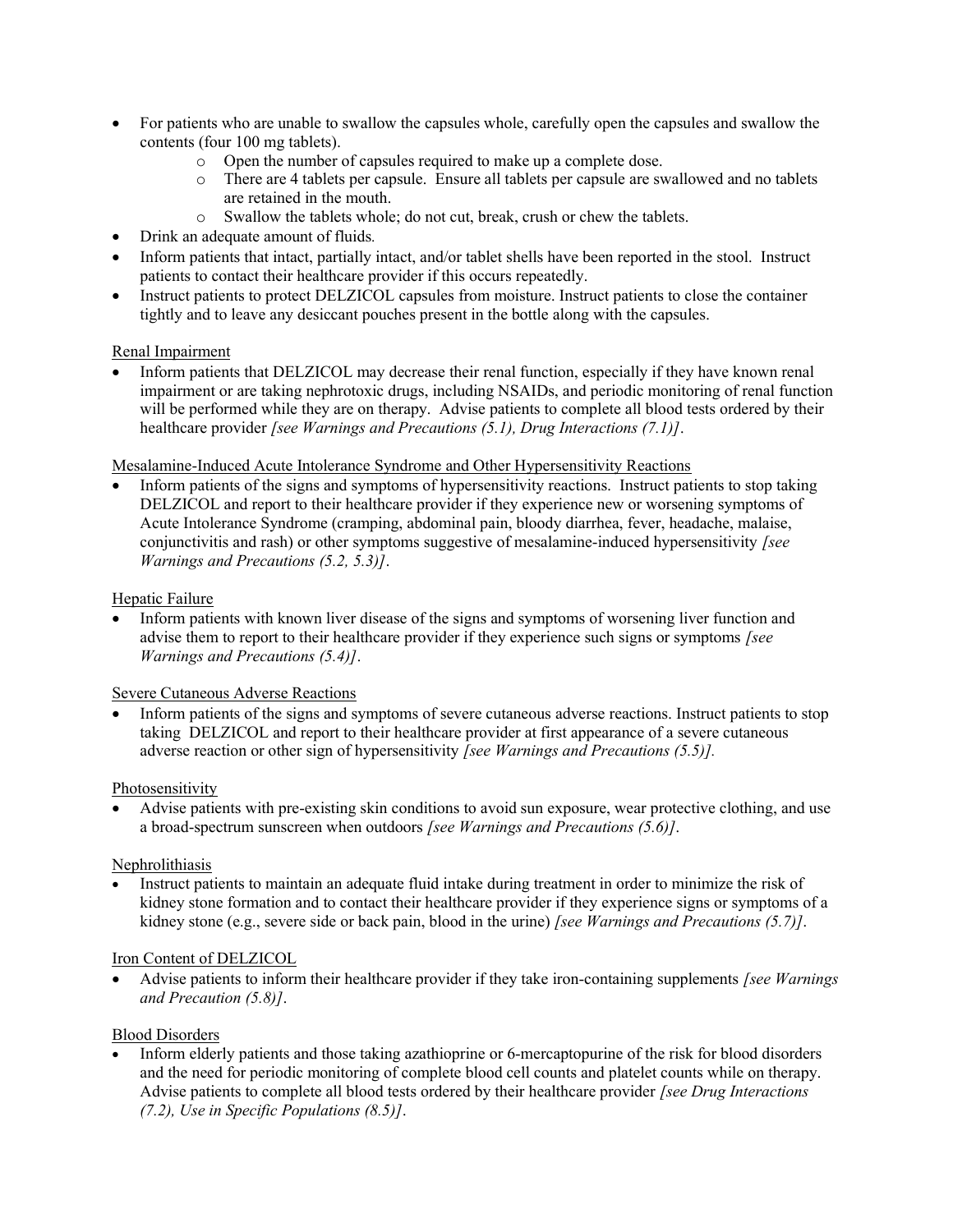- For patients who are unable to swallow the capsules whole, carefully open the capsules and swallow the contents (four 100 mg tablets).
  - Open the number of capsules required to make up a complete dose.
  - There are 4 tablets per capsule. Ensure all tablets per capsule are swallowed and no tablets are retained in the mouth.
  - Swallow the tablets whole; do not cut, break, crush or chew the tablets.
- Drink an adequate amount of fluids.
- Inform patients that intact, partially intact, and/or tablet shells have been reported in the stool. Instruct patients to contact their healthcare provider if this occurs repeatedly.
- Instruct patients to protect DELZICOL capsules from moisture. Instruct patients to close the container tightly and to leave any desiccant pouches present in the bottle along with the capsules.

Renal Impairment

- Inform patients that DELZICOL may decrease their renal function, especially if they have known renal impairment or are taking nephrotoxic drugs, including NSAIDs, and periodic monitoring of renal function will be performed while they are on therapy. Advise patients to complete all blood tests ordered by their healthcare provider *[see Warnings and Precautions (5.1), Drug Interactions (7.1)]*.

Mesalamine-Induced Acute Intolerance Syndrome and Other Hypersensitivity Reactions

- Inform patients of the signs and symptoms of hypersensitivity reactions. Instruct patients to stop taking DELZICOL and report to their healthcare provider if they experience new or worsening symptoms of Acute Intolerance Syndrome (cramping, abdominal pain, bloody diarrhea, fever, headache, malaise, conjunctivitis and rash) or other symptoms suggestive of mesalamine-induced hypersensitivity *[see Warnings and Precautions (5.2, 5.3)]*.

Hepatic Failure

- Inform patients with known liver disease of the signs and symptoms of worsening liver function and advise them to report to their healthcare provider if they experience such signs or symptoms *[see Warnings and Precautions (5.4)]*.

Severe Cutaneous Adverse Reactions

- Inform patients of the signs and symptoms of severe cutaneous adverse reactions. Instruct patients to stop taking DELZICOL and report to their healthcare provider at first appearance of a severe cutaneous adverse reaction or other sign of hypersensitivity *[see Warnings and Precautions (5.5)].*

Photosensitivity

- Advise patients with pre-existing skin conditions to avoid sun exposure, wear protective clothing, and use a broad-spectrum sunscreen when outdoors *[see Warnings and Precautions (5.6)]*.

Nephrolithiasis

- Instruct patients to maintain an adequate fluid intake during treatment in order to minimize the risk of kidney stone formation and to contact their healthcare provider if they experience signs or symptoms of a kidney stone (e.g., severe side or back pain, blood in the urine) *[see Warnings and Precautions (5.7)]*.

Iron Content of DELZICOL

- Advise patients to inform their healthcare provider if they take iron-containing supplements *[see Warnings and Precaution (5.8)]*.

Blood Disorders

- Inform elderly patients and those taking azathioprine or 6-mercaptopurine of the risk for blood disorders and the need for periodic monitoring of complete blood cell counts and platelet counts while on therapy. Advise patients to complete all blood tests ordered by their healthcare provider *[see Drug Interactions (7.2), Use in Specific Populations (8.5)]*.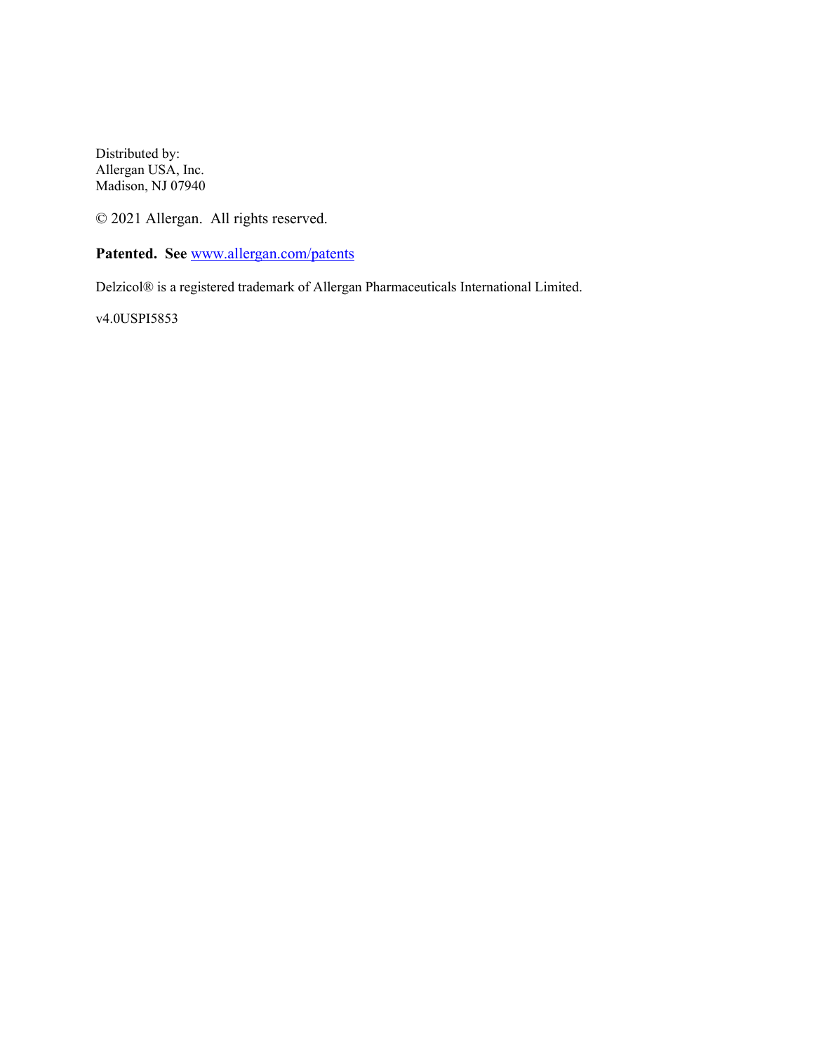Distributed by:
Allergan USA, Inc.
Madison, NJ 07940

© 2021 Allergan. All rights reserved.

**Patented. See** www.allergan.com/patents

Delzicol® is a registered trademark of Allergan Pharmaceuticals International Limited.

v4.0USPI5853